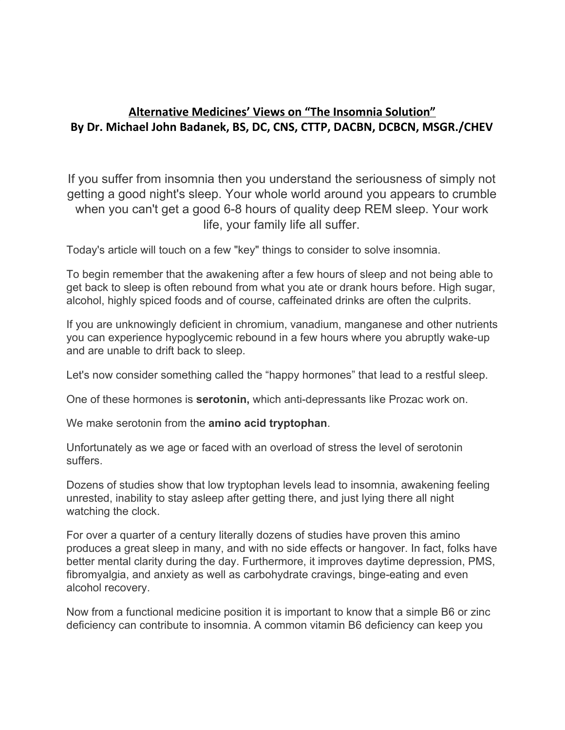# **Alternative Medicines' Views on "The Insomnia Solution"**
## **By Dr. Michael John Badanek, BS, DC, CNS, CTTP, DACBN, DCBCN, MSGR./CHEV**

If you suffer from insomnia then you understand the seriousness of simply not getting a good night's sleep. Your whole world around you appears to crumble when you can't get a good 6-8 hours of quality deep REM sleep. Your work life, your family life all suffer.

Today's article will touch on a few "key" things to consider to solve insomnia.

To begin remember that the awakening after a few hours of sleep and not being able to get back to sleep is often rebound from what you ate or drank hours before. High sugar, alcohol, highly spiced foods and of course, caffeinated drinks are often the culprits.

If you are unknowingly deficient in chromium, vanadium, manganese and other nutrients you can experience hypoglycemic rebound in a few hours where you abruptly wake-up and are unable to drift back to sleep.

Let's now consider something called the "happy hormones" that lead to a restful sleep.

One of these hormones is **serotonin,** which anti-depressants like Prozac work on.

We make serotonin from the **amino acid tryptophan**.

Unfortunately as we age or faced with an overload of stress the level of serotonin suffers.

Dozens of studies show that low tryptophan levels lead to insomnia, awakening feeling unrested, inability to stay asleep after getting there, and just lying there all night watching the clock.

For over a quarter of a century literally dozens of studies have proven this amino produces a great sleep in many, and with no side effects or hangover. In fact, folks have better mental clarity during the day. Furthermore, it improves daytime depression, PMS, fibromyalgia, and anxiety as well as carbohydrate cravings, binge-eating and even alcohol recovery.

Now from a functional medicine position it is important to know that a simple B6 or zinc deficiency can contribute to insomnia. A common vitamin B6 deficiency can keep you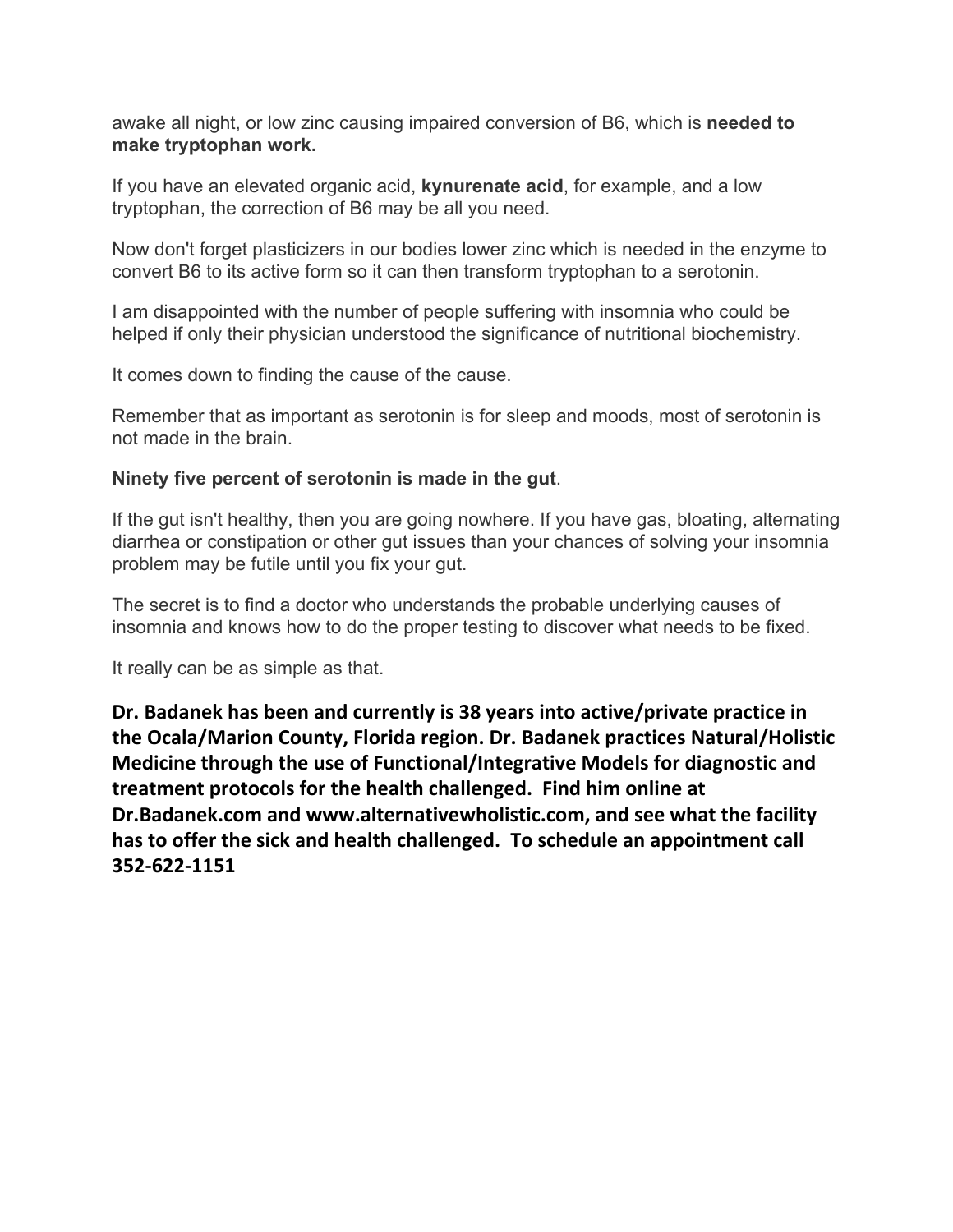awake all night, or low zinc causing impaired conversion of B6, which is **needed to make tryptophan work.**

If you have an elevated organic acid, **kynurenate acid**, for example, and a low tryptophan, the correction of B6 may be all you need.

Now don't forget plasticizers in our bodies lower zinc which is needed in the enzyme to convert B6 to its active form so it can then transform tryptophan to a serotonin.

I am disappointed with the number of people suffering with insomnia who could be helped if only their physician understood the significance of nutritional biochemistry.

It comes down to finding the cause of the cause.

Remember that as important as serotonin is for sleep and moods, most of serotonin is not made in the brain.

**Ninety five percent of serotonin is made in the gut**.

If the gut isn't healthy, then you are going nowhere. If you have gas, bloating, alternating diarrhea or constipation or other gut issues than your chances of solving your insomnia problem may be futile until you fix your gut.

The secret is to find a doctor who understands the probable underlying causes of insomnia and knows how to do the proper testing to discover what needs to be fixed.

It really can be as simple as that.

**Dr. Badanek has been and currently is 38 years into active/private practice in the Ocala/Marion County, Florida region. Dr. Badanek practices Natural/Holistic Medicine through the use of Functional/Integrative Models for diagnostic and treatment protocols for the health challenged. Find him online at Dr.Badanek.com and www.alternativewholistic.com, and see what the facility has to offer the sick and health challenged. To schedule an appointment call 352-622-1151**